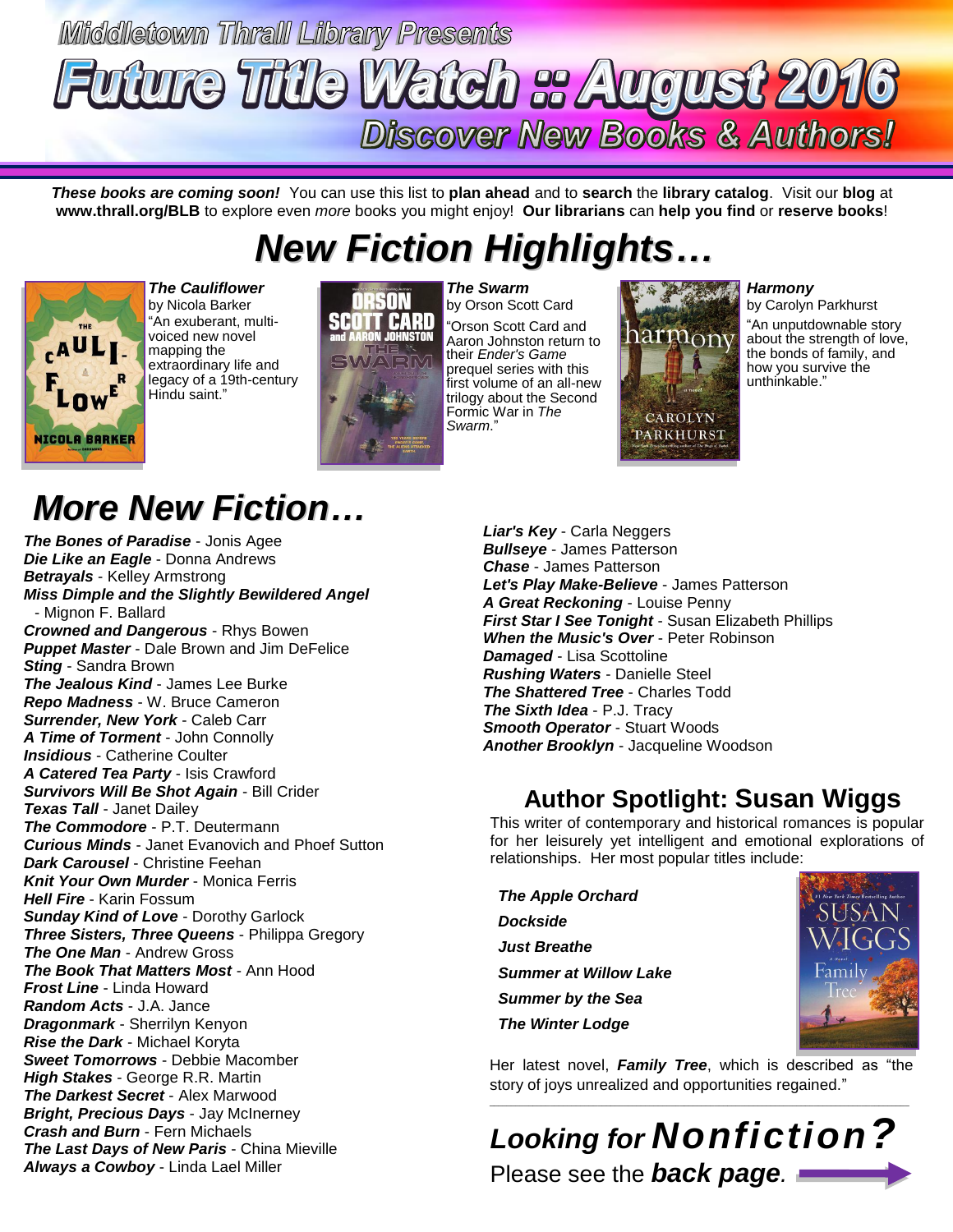Middletown Thrall Library Presents

# Future Title Watch :: August 2016

## Discover New Books & Authors!

***These books are coming soon!*** You can use this list to **plan ahead** and to **search** the **library catalog**. Visit our **blog** at **www.thrall.org/BLB** to explore even *more* books you might enjoy! **Our librarians** can **help you find** or **reserve books**!

# New Fiction Highlights…

***The Cauliflower***
by Nicola Barker
"An exuberant, multi-voiced new novel mapping the extraordinary life and legacy of a 19th-century Hindu saint."

***The Swarm***
by Orson Scott Card
"Orson Scott Card and Aaron Johnston return to their *Ender's Game* prequel series with this first volume of an all-new trilogy about the Second Formic War in *The Swarm*."

***Harmony***
by Carolyn Parkhurst
"An unputdownable story about the strength of love, the bonds of family, and how you survive the unthinkable."

# More New Fiction…

***The Bones of Paradise*** - Jonis Agee
***Die Like an Eagle*** - Donna Andrews
***Betrayals*** - Kelley Armstrong
***Miss Dimple and the Slightly Bewildered Angel*** - Mignon F. Ballard
***Crowned and Dangerous*** - Rhys Bowen
***Puppet Master*** - Dale Brown and Jim DeFelice
***Sting*** - Sandra Brown
***The Jealous Kind*** - James Lee Burke
***Repo Madness*** - W. Bruce Cameron
***Surrender, New York*** - Caleb Carr
***A Time of Torment*** - John Connolly
***Insidious*** - Catherine Coulter
***A Catered Tea Party*** - Isis Crawford
***Survivors Will Be Shot Again*** - Bill Crider
***Texas Tall*** - Janet Dailey
***The Commodore*** - P.T. Deutermann
***Curious Minds*** - Janet Evanovich and Phoef Sutton
***Dark Carousel*** - Christine Feehan
***Knit Your Own Murder*** - Monica Ferris
***Hell Fire*** - Karin Fossum
***Sunday Kind of Love*** - Dorothy Garlock
***Three Sisters, Three Queens*** - Philippa Gregory
***The One Man*** - Andrew Gross
***The Book That Matters Most*** - Ann Hood
***Frost Line*** - Linda Howard
***Random Acts*** - J.A. Jance
***Dragonmark*** - Sherrilyn Kenyon
***Rise the Dark*** - Michael Koryta
***Sweet Tomorrows*** - Debbie Macomber
***High Stakes*** - George R.R. Martin
***The Darkest Secret*** - Alex Marwood
***Bright, Precious Days*** - Jay McInerney
***Crash and Burn*** - Fern Michaels
***The Last Days of New Paris*** - China Mieville
***Always a Cowboy*** - Linda Lael Miller
***Liar's Key*** - Carla Neggers
***Bullseye*** - James Patterson
***Chase*** - James Patterson
***Let's Play Make-Believe*** - James Patterson
***A Great Reckoning*** - Louise Penny
***First Star I See Tonight*** - Susan Elizabeth Phillips
***When the Music's Over*** - Peter Robinson
***Damaged*** - Lisa Scottoline
***Rushing Waters*** - Danielle Steel
***The Shattered Tree*** - Charles Todd
***The Sixth Idea*** - P.J. Tracy
***Smooth Operator*** - Stuart Woods
***Another Brooklyn*** - Jacqueline Woodson

## Author Spotlight: Susan Wiggs

This writer of contemporary and historical romances is popular for her leisurely yet intelligent and emotional explorations of relationships. Her most popular titles include:

***The Apple Orchard***
***Dockside***
***Just Breathe***
***Summer at Willow Lake***
***Summer by the Sea***
***The Winter Lodge***

Her latest novel, ***Family Tree***, which is described as "the story of joys unrealized and opportunities regained."

## *Looking for Nonfiction?*

Please see the ***back page***.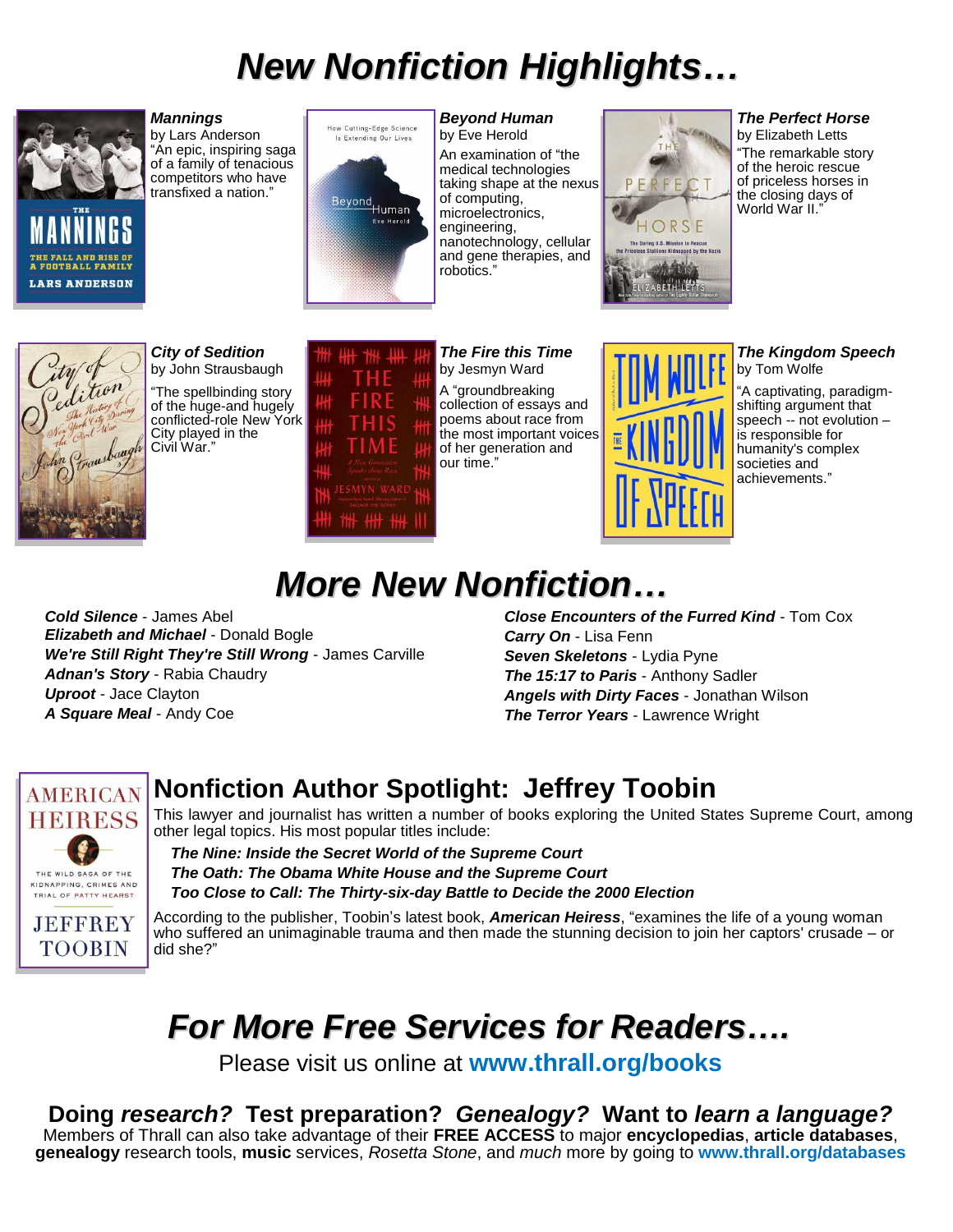# New Nonfiction Highlights…

***Mannings***
by Lars Anderson
"An epic, inspiring saga of a family of tenacious competitors who have transfixed a nation."

***Beyond Human***
by Eve Herold
An examination of "the medical technologies taking shape at the nexus of computing, microelectronics, engineering, nanotechnology, cellular and gene therapies, and robotics."

***The Perfect Horse***
by Elizabeth Letts
"The remarkable story of the heroic rescue of priceless horses in the closing days of World War II."

***City of Sedition***
by John Strausbaugh
"The spellbinding story of the huge-and hugely conflicted-role New York City played in the Civil War."

***The Fire this Time***
by Jesmyn Ward
A "groundbreaking collection of essays and poems about race from the most important voices of her generation and our time."

***The Kingdom Speech***
by Tom Wolfe
"A captivating, paradigm-shifting argument that speech -- not evolution – is responsible for humanity's complex societies and achievements."

# More New Nonfiction…

***Cold Silence*** - James Abel
***Elizabeth and Michael*** - Donald Bogle
***We're Still Right They're Still Wrong*** - James Carville
***Adnan's Story*** - Rabia Chaudry
***Uproot*** - Jace Clayton
***A Square Meal*** - Andy Coe
***Close Encounters of the Furred Kind*** - Tom Cox
***Carry On*** - Lisa Fenn
***Seven Skeletons*** - Lydia Pyne
***The 15:17 to Paris*** - Anthony Sadler
***Angels with Dirty Faces*** - Jonathan Wilson
***The Terror Years*** - Lawrence Wright

## Nonfiction Author Spotlight: Jeffrey Toobin

This lawyer and journalist has written a number of books exploring the United States Supreme Court, among other legal topics. His most popular titles include:

***The Nine: Inside the Secret World of the Supreme Court***
***The Oath: The Obama White House and the Supreme Court***
***Too Close to Call: The Thirty-six-day Battle to Decide the 2000 Election***

According to the publisher, Toobin's latest book, ***American Heiress***, "examines the life of a young woman who suffered an unimaginable trauma and then made the stunning decision to join her captors' crusade – or did she?"

# For More Free Services for Readers….

Please visit us online at **www.thrall.org/books**

## Doing *research?* Test preparation? *Genealogy?* Want to *learn a language?*

Members of Thrall can also take advantage of their **FREE ACCESS** to major **encyclopedias**, **article databases**, **genealogy** research tools, **music** services, *Rosetta Stone*, and *much* more by going to **www.thrall.org/databases**